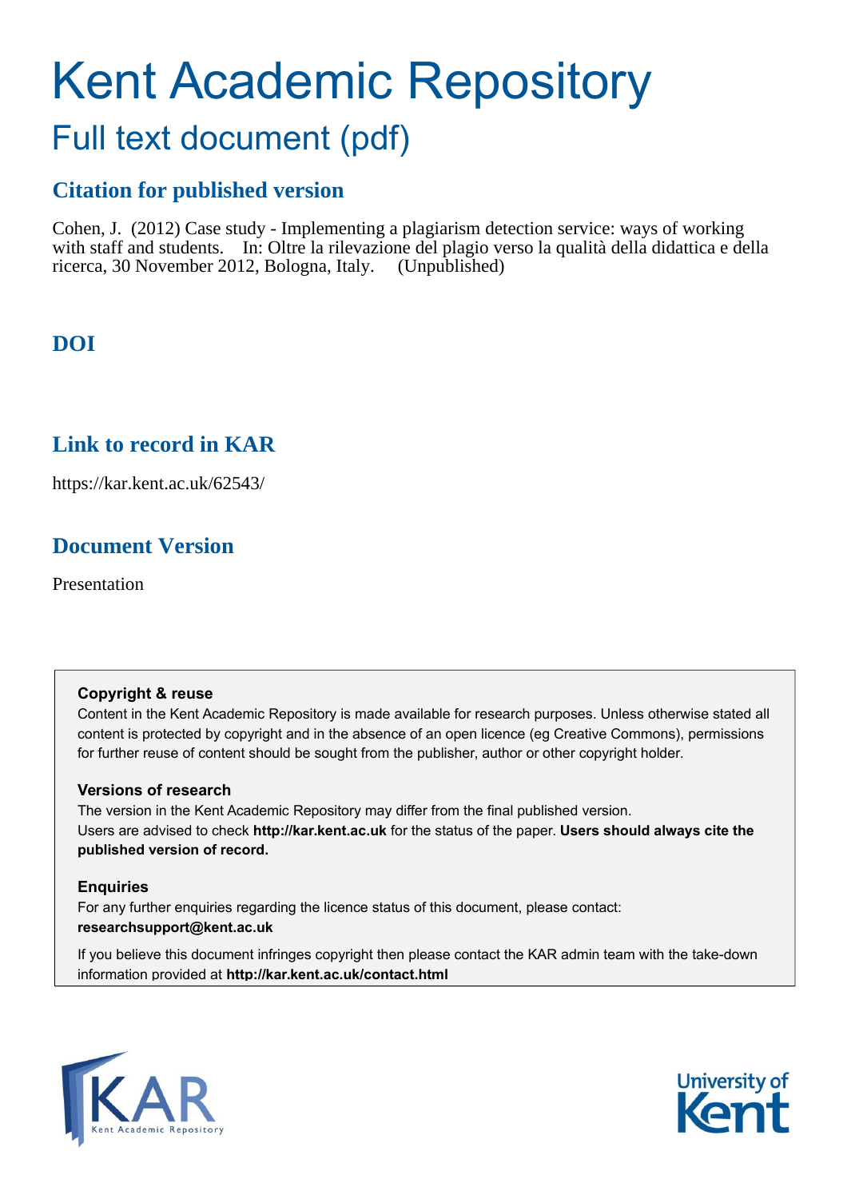# Kent Academic Repository

## Full text document (pdf)

### Citation for published version

Cohen, J. (2012) Case study - Implementing a plagiarism detection service: ways of working with staff and students. In: Oltre la rilevazione del plagio verso la qualità della didattica e della ricerca, 30 November 2012, Bologna, Italy. (Unpublished)

### DOI

### Link to record in KAR

https://kar.kent.ac.uk/62543/

### Document Version

Presentation

**Copyright & reuse**

Content in the Kent Academic Repository is made available for research purposes. Unless otherwise stated all content is protected by copyright and in the absence of an open licence (eg Creative Commons), permissions for further reuse of content should be sought from the publisher, author or other copyright holder.

**Versions of research**

The version in the Kent Academic Repository may differ from the final published version. Users are advised to check **http://kar.kent.ac.uk** for the status of the paper. **Users should always cite the published version of record.**

**Enquiries**

For any further enquiries regarding the licence status of this document, please contact: **researchsupport@kent.ac.uk**

If you believe this document infringes copyright then please contact the KAR admin team with the take-down information provided at **http://kar.kent.ac.uk/contact.html**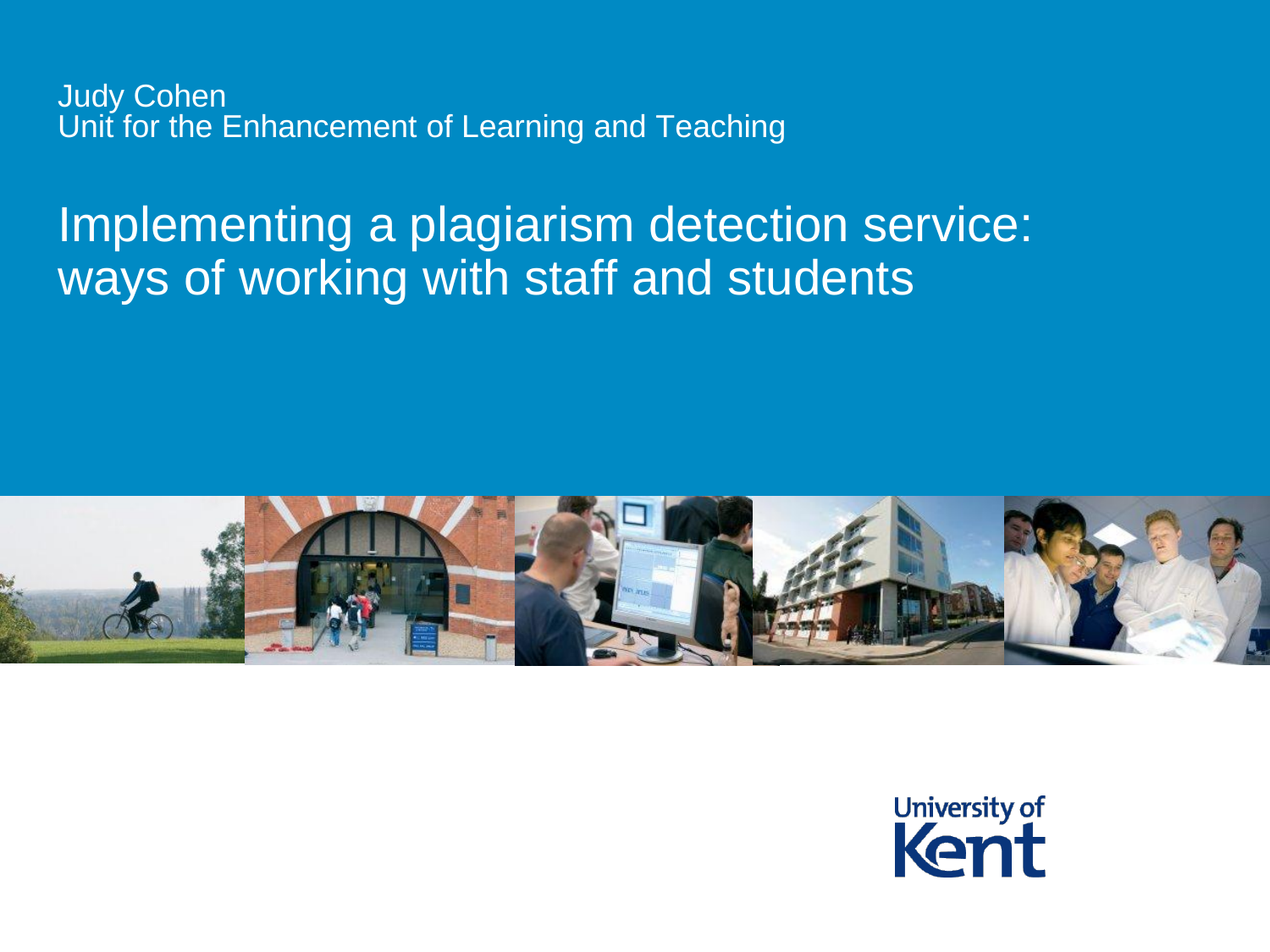Judy Cohen
Unit for the Enhancement of Learning and Teaching

# Implementing a plagiarism detection service: ways of working with staff and students

University of Kent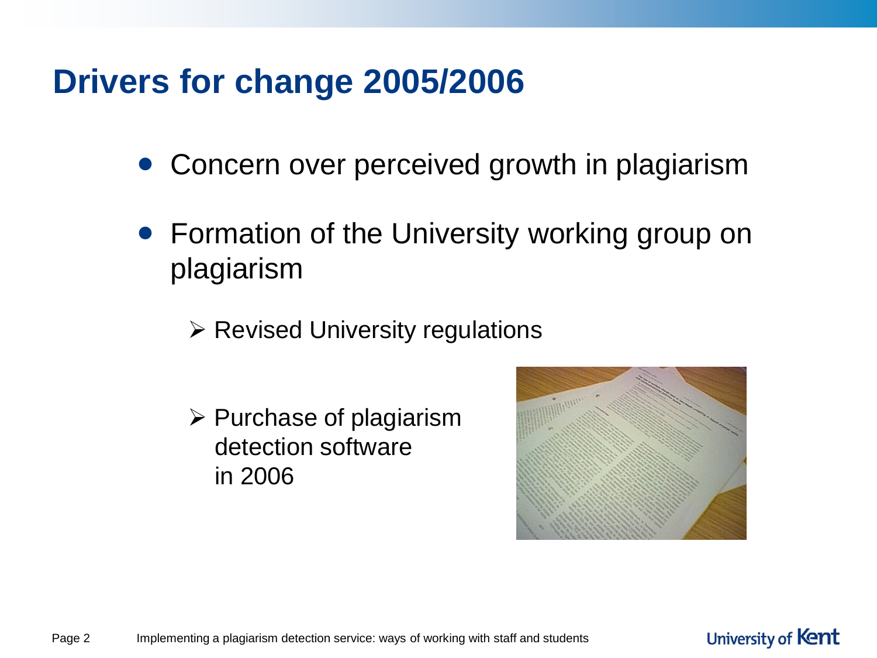# Drivers for change 2005/2006

- Concern over perceived growth in plagiarism
- Formation of the University working group on plagiarism
  - Revised University regulations
  - Purchase of plagiarism detection software in 2006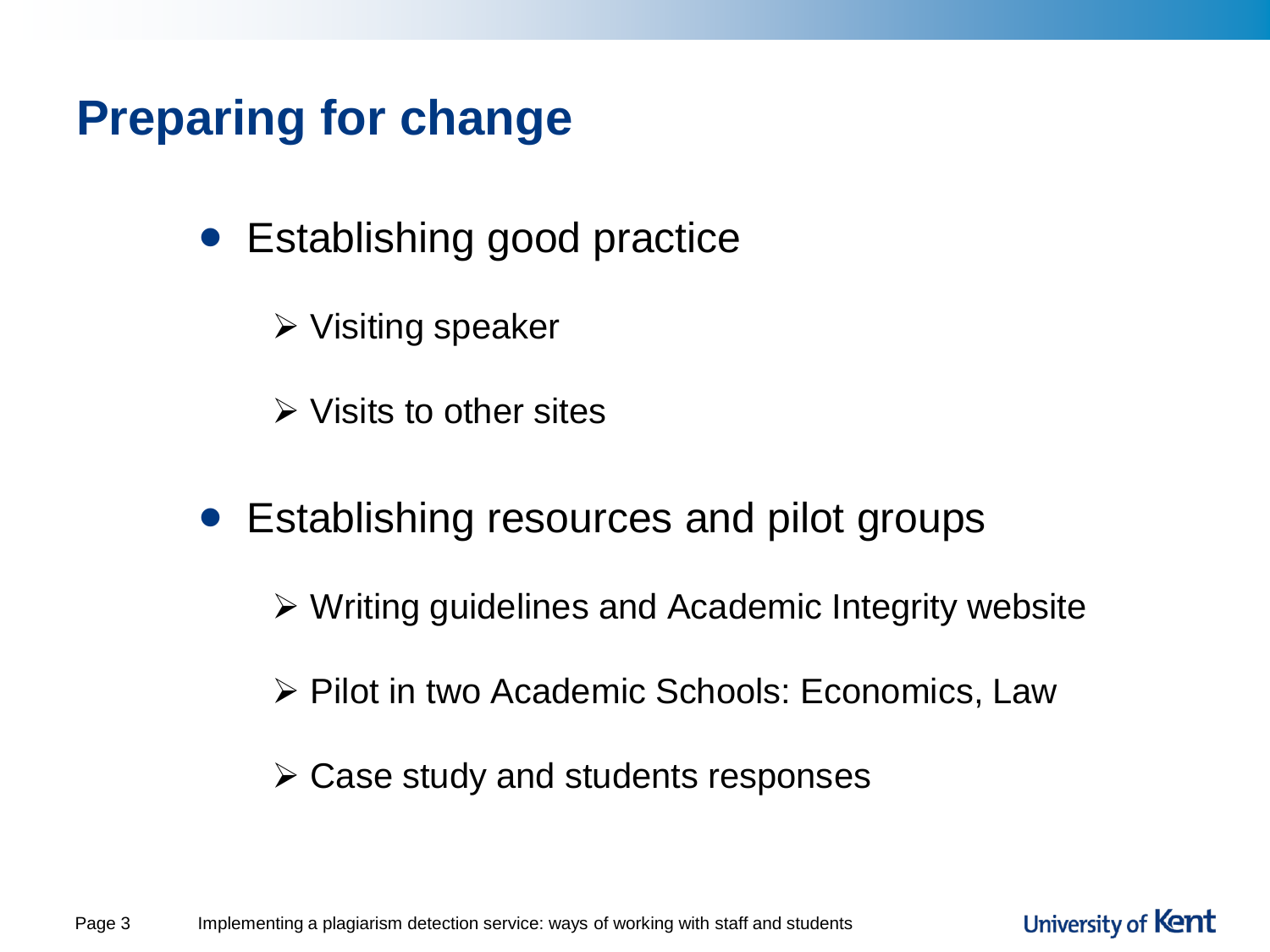# Preparing for change

- Establishing good practice
  - Visiting speaker
  - Visits to other sites
- Establishing resources and pilot groups
  - Writing guidelines and Academic Integrity website
  - Pilot in two Academic Schools: Economics, Law
  - Case study and students responses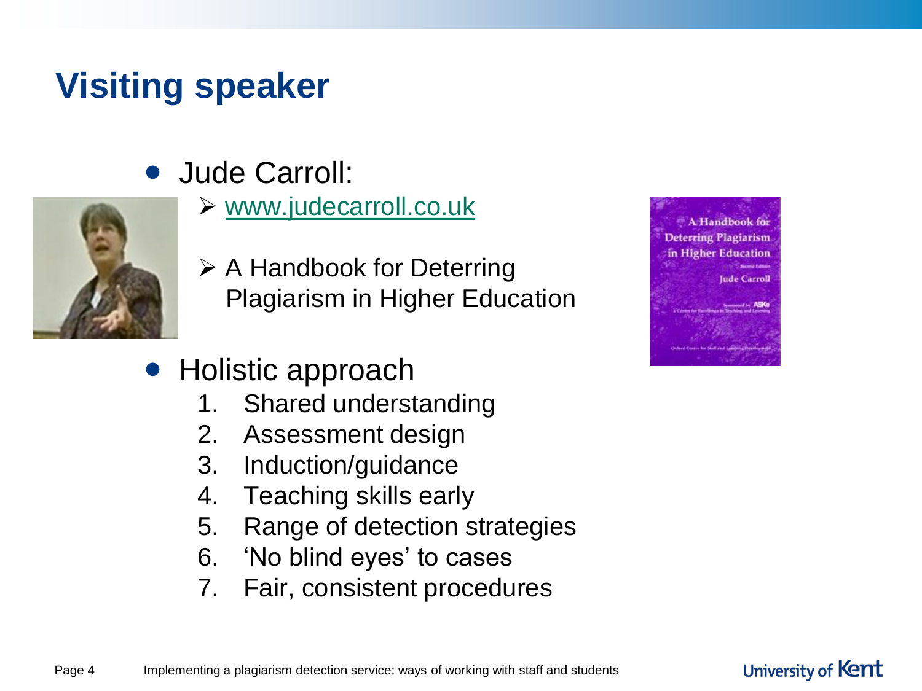# Visiting speaker

- Jude Carroll:
  - www.judecarroll.co.uk
  - A Handbook for Deterring Plagiarism in Higher Education
- Holistic approach
  1. Shared understanding
  2. Assessment design
  3. Induction/guidance
  4. Teaching skills early
  5. Range of detection strategies
  6. 'No blind eyes' to cases
  7. Fair, consistent procedures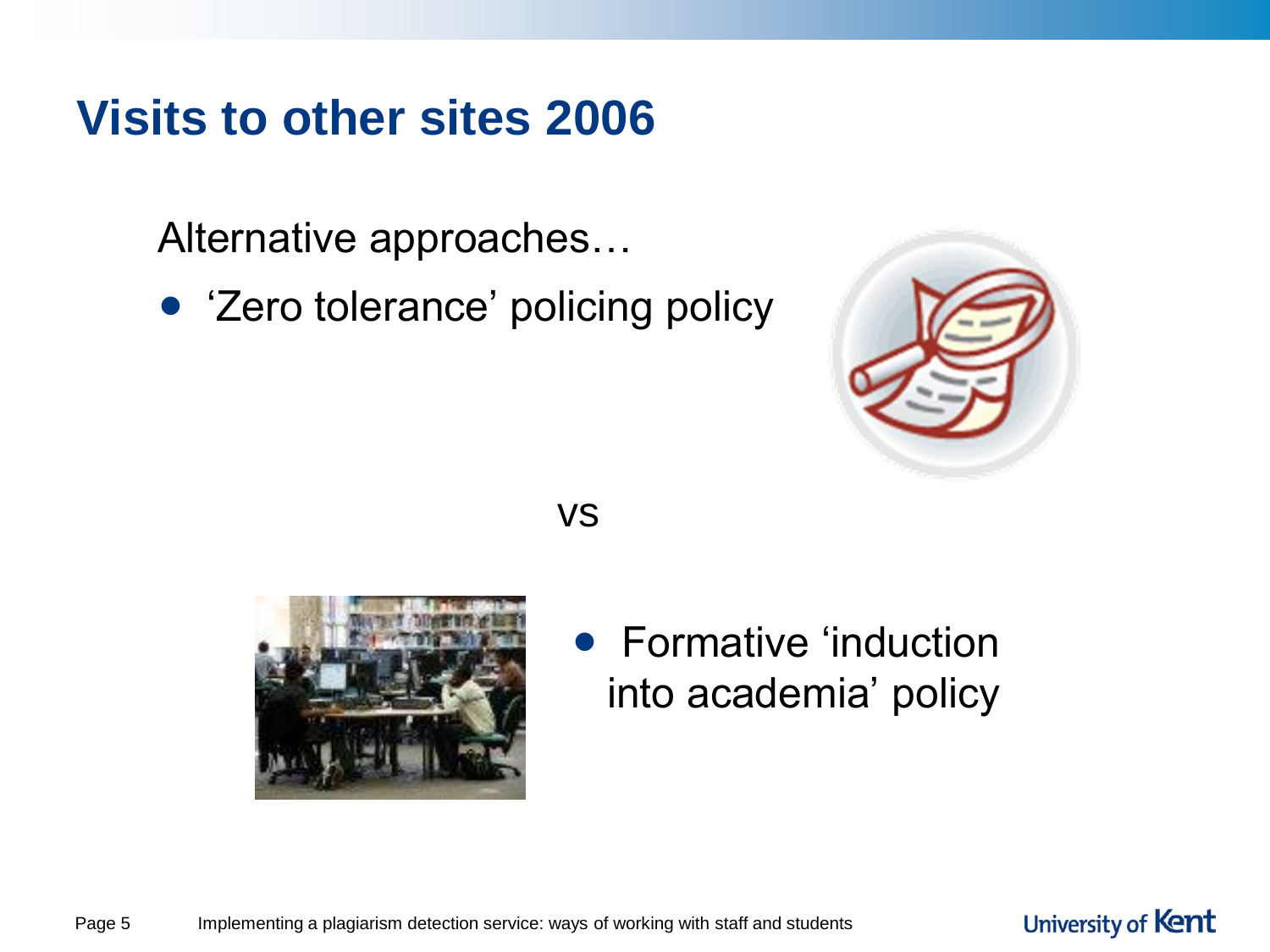# Visits to other sites 2006

Alternative approaches…

- 'Zero tolerance' policing policy

vs

- Formative 'induction into academia' policy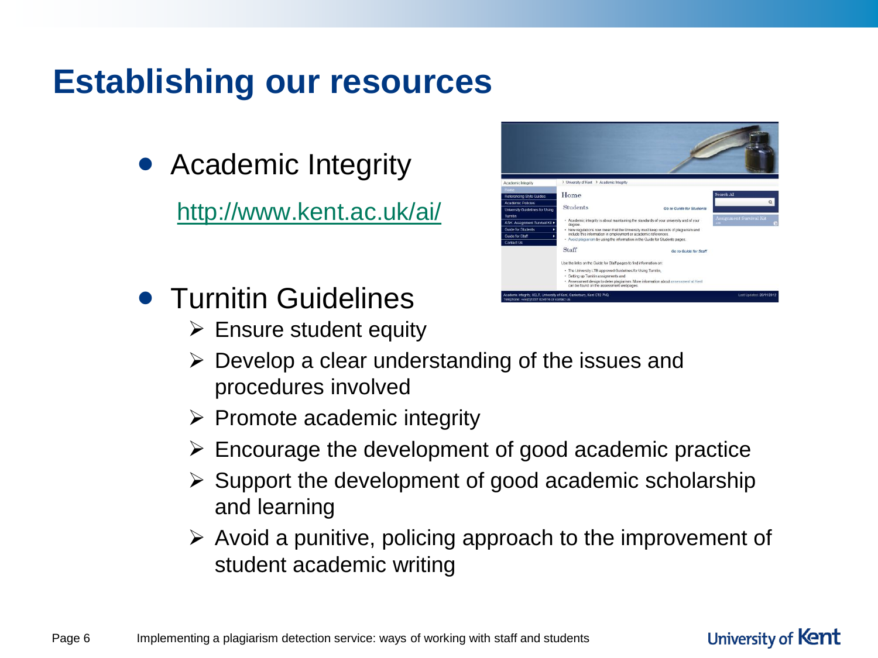# Establishing our resources

- Academic Integrity

  http://www.kent.ac.uk/ai/

- Turnitin Guidelines
  - Ensure student equity
  - Develop a clear understanding of the issues and procedures involved
  - Promote academic integrity
  - Encourage the development of good academic practice
  - Support the development of good academic scholarship and learning
  - Avoid a punitive, policing approach to the improvement of student academic writing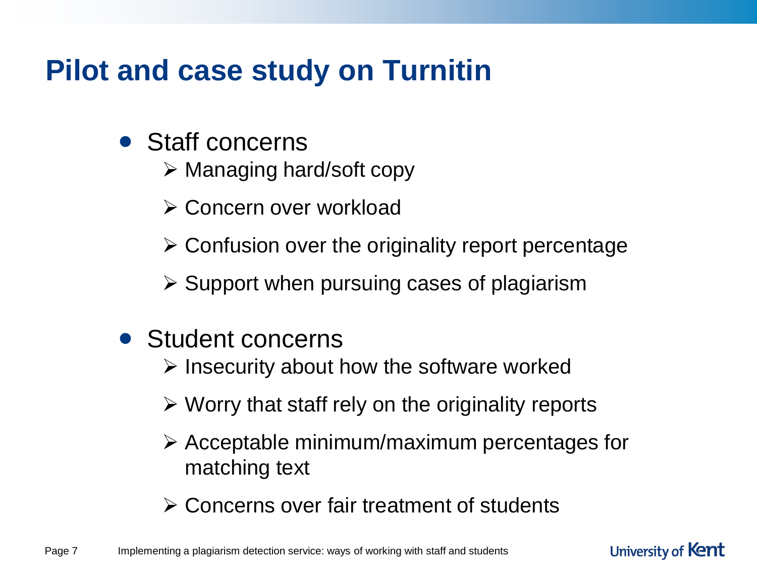# Pilot and case study on Turnitin

- Staff concerns
  - Managing hard/soft copy
  - Concern over workload
  - Confusion over the originality report percentage
  - Support when pursuing cases of plagiarism
- Student concerns
  - Insecurity about how the software worked
  - Worry that staff rely on the originality reports
  - Acceptable minimum/maximum percentages for matching text
  - Concerns over fair treatment of students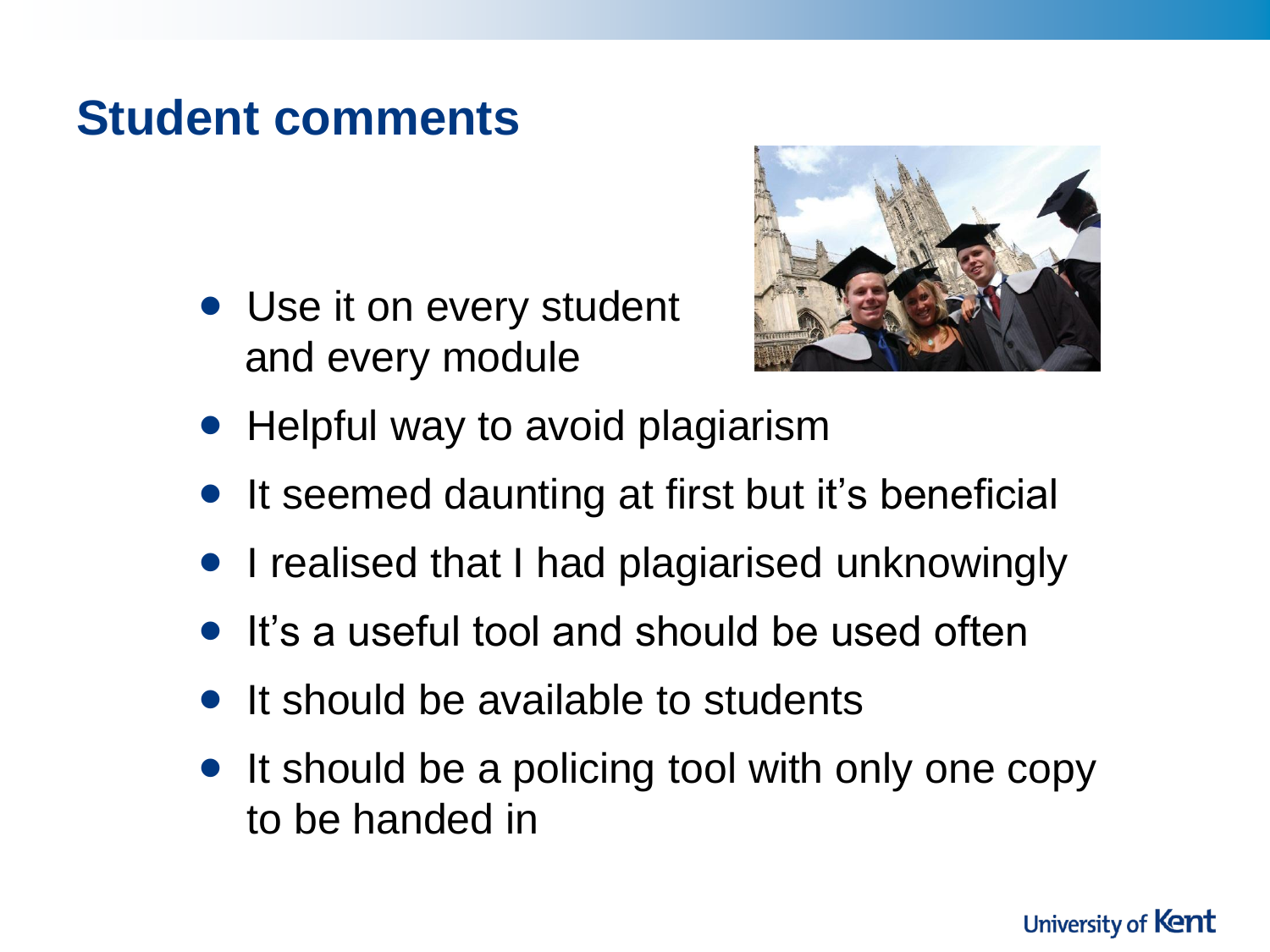## Student comments

- Use it on every student and every module
- Helpful way to avoid plagiarism
- It seemed daunting at first but it's beneficial
- I realised that I had plagiarised unknowingly
- It's a useful tool and should be used often
- It should be available to students
- It should be a policing tool with only one copy to be handed in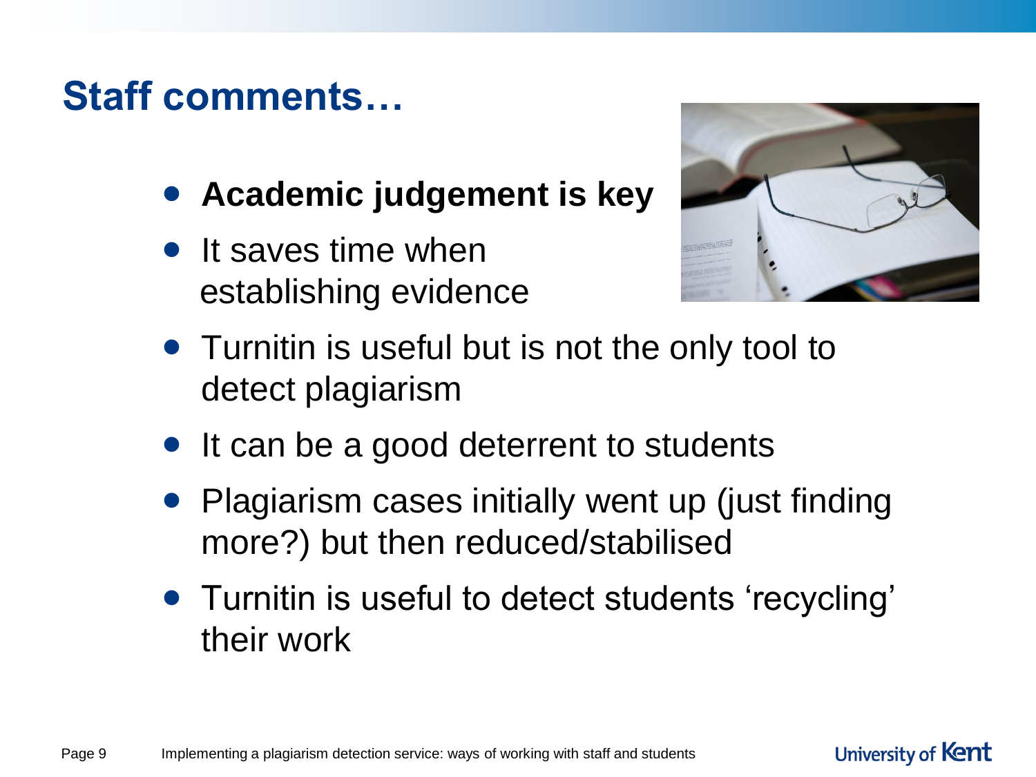# Staff comments…

- **Academic judgement is key**
- It saves time when establishing evidence
- Turnitin is useful but is not the only tool to detect plagiarism
- It can be a good deterrent to students
- Plagiarism cases initially went up (just finding more?) but then reduced/stabilised
- Turnitin is useful to detect students 'recycling' their work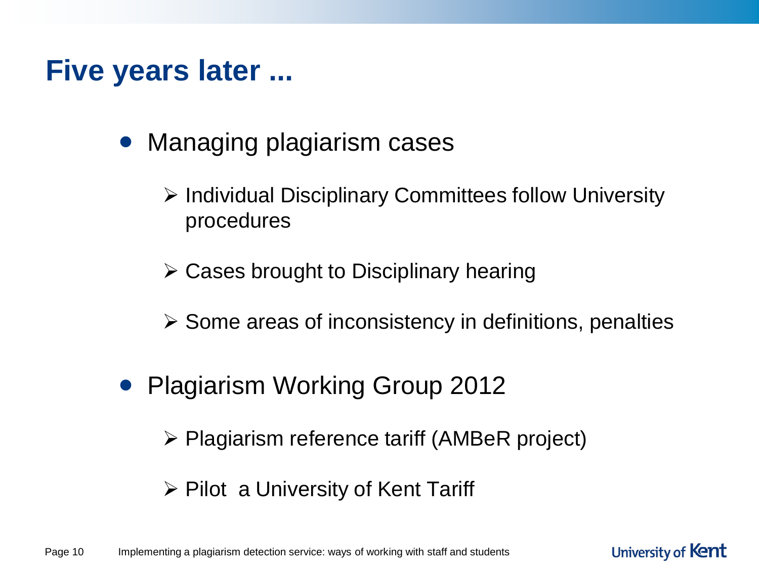# Five years later ...

- Managing plagiarism cases
  - Individual Disciplinary Committees follow University procedures
  - Cases brought to Disciplinary hearing
  - Some areas of inconsistency in definitions, penalties
- Plagiarism Working Group 2012
  - Plagiarism reference tariff (AMBeR project)
  - Pilot a University of Kent Tariff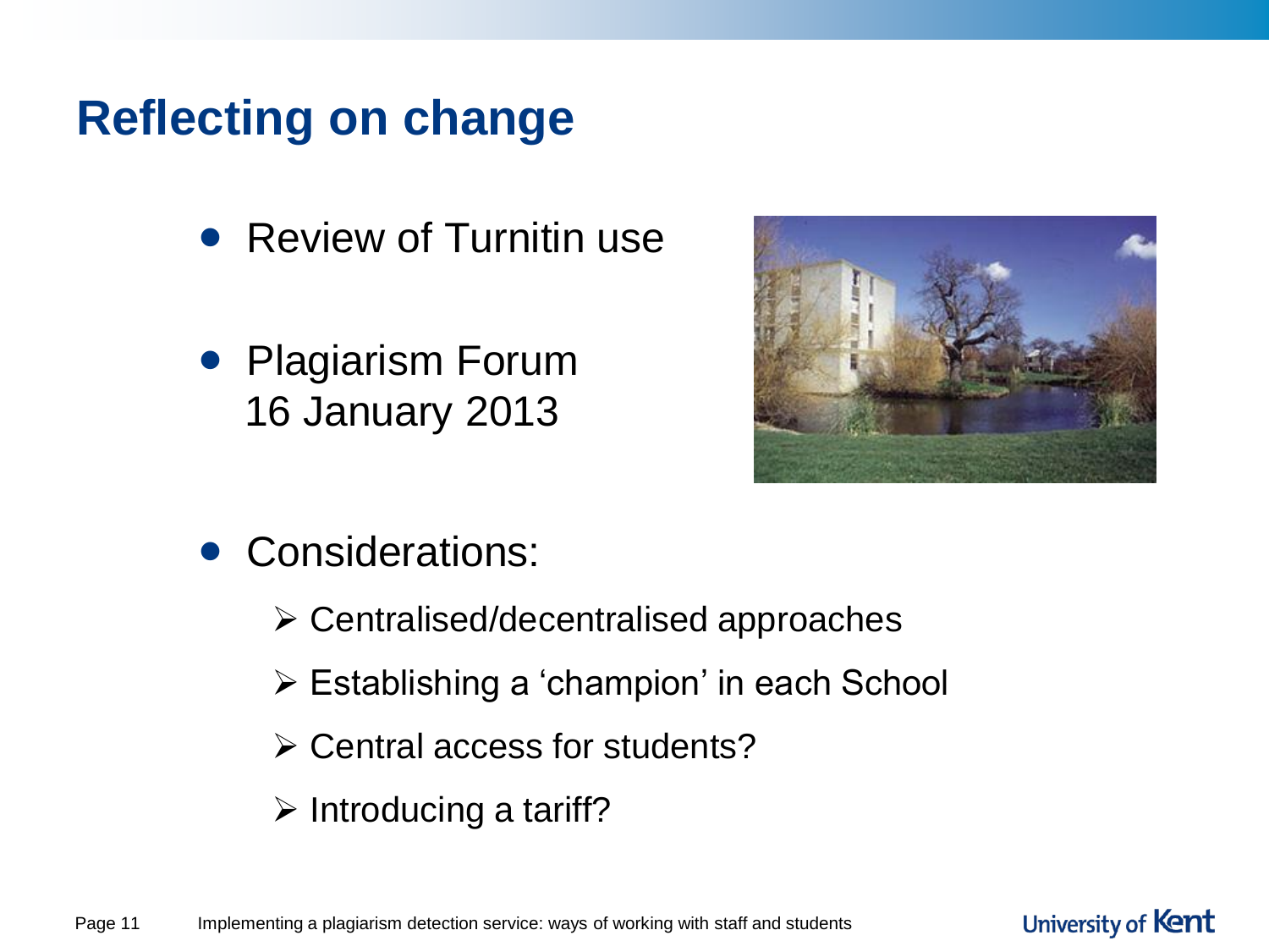# Reflecting on change

- Review of Turnitin use
- Plagiarism Forum
  16 January 2013
- Considerations:
  - Centralised/decentralised approaches
  - Establishing a 'champion' in each School
  - Central access for students?
  - Introducing a tariff?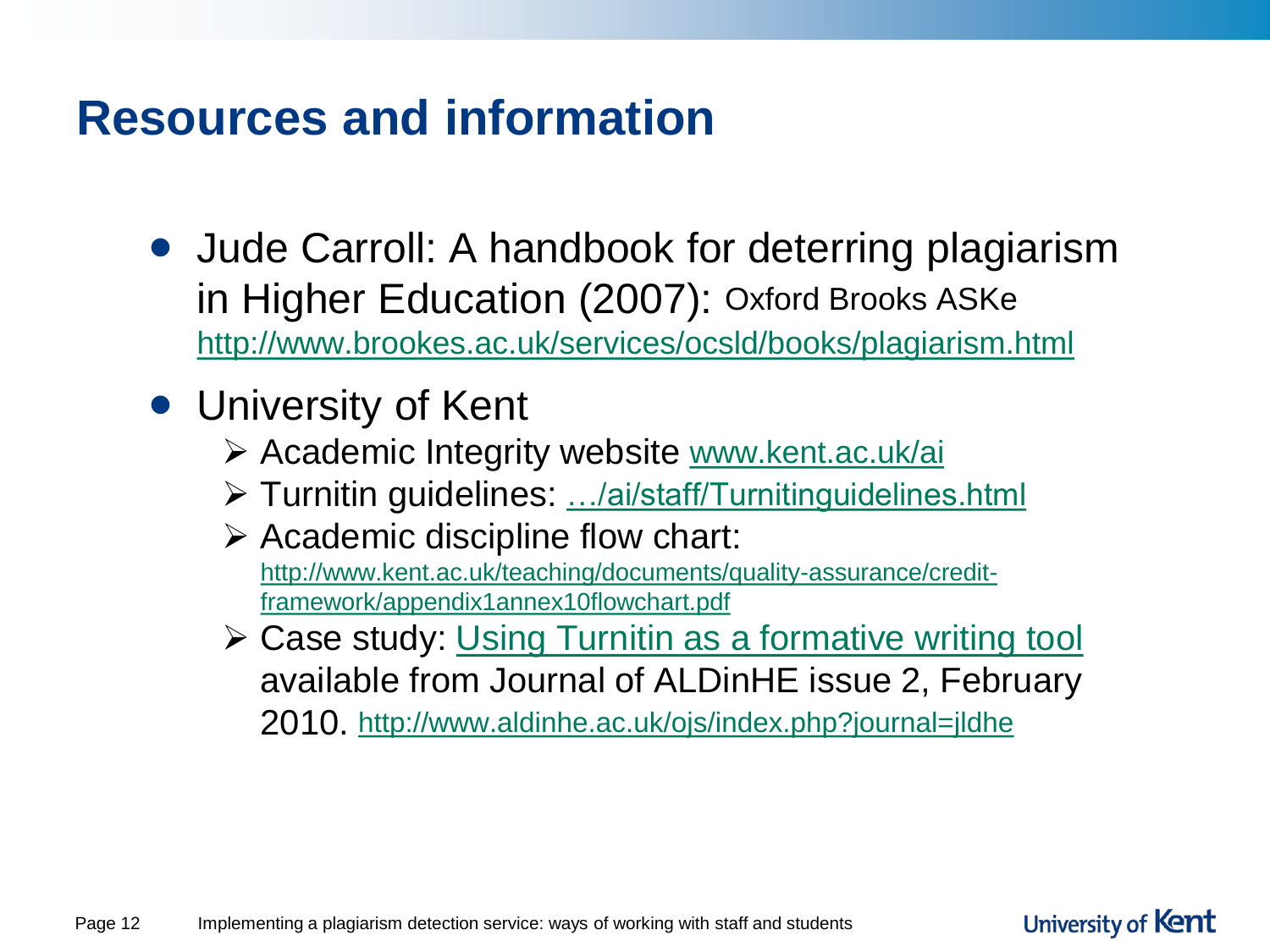# Resources and information

- Jude Carroll: A handbook for deterring plagiarism in Higher Education (2007): Oxford Brooks ASKe http://www.brookes.ac.uk/services/ocsld/books/plagiarism.html
- University of Kent
  - Academic Integrity website www.kent.ac.uk/ai
  - Turnitin guidelines: …/ai/staff/Turnitinguidelines.html
  - Academic discipline flow chart: http://www.kent.ac.uk/teaching/documents/quality-assurance/credit-framework/appendix1annex10flowchart.pdf
  - Case study: Using Turnitin as a formative writing tool available from Journal of ALDinHE issue 2, February 2010. http://www.aldinhe.ac.uk/ojs/index.php?journal=jldhe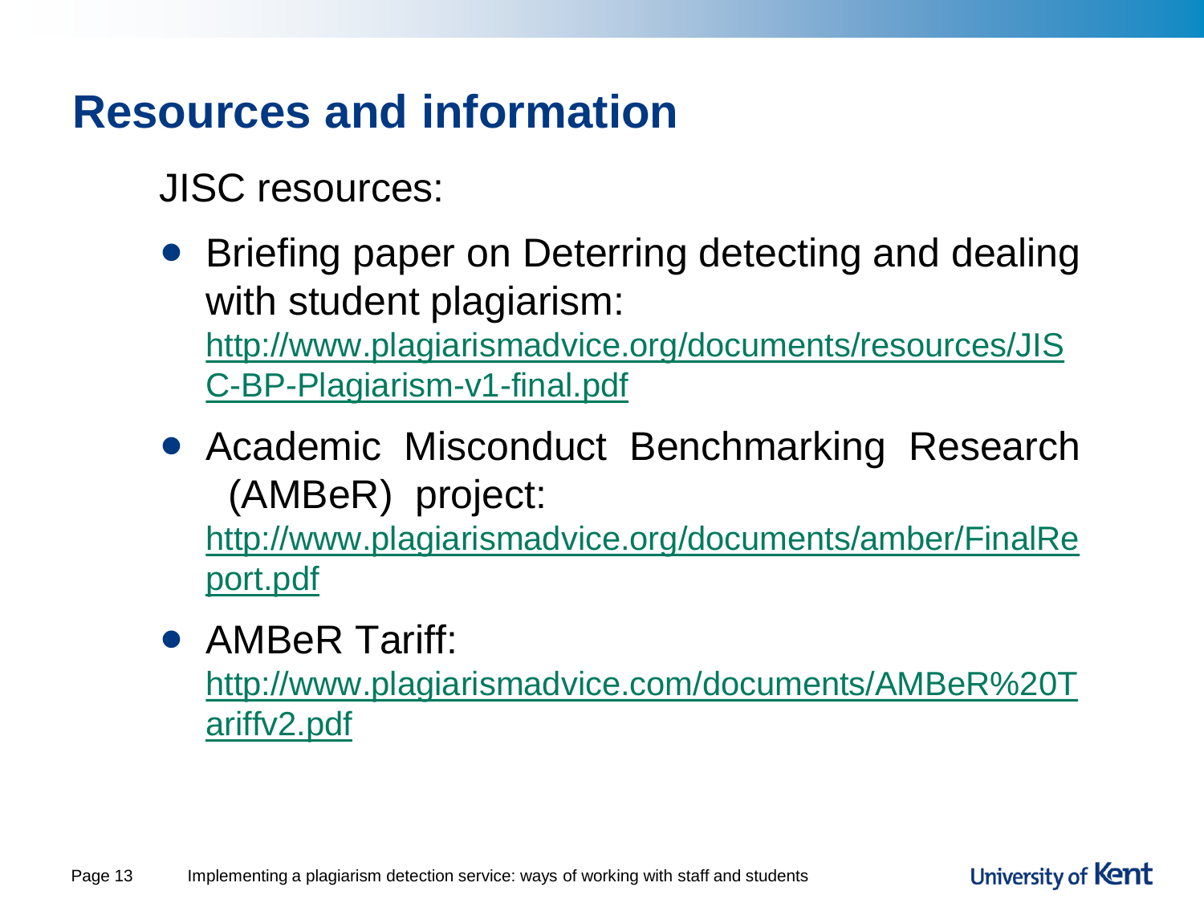# Resources and information

JISC resources:

- Briefing paper on Deterring detecting and dealing with student plagiarism: http://www.plagiarismadvice.org/documents/resources/JISC-BP-Plagiarism-v1-final.pdf
- Academic Misconduct Benchmarking Research (AMBeR) project: http://www.plagiarismadvice.org/documents/amber/FinalReport.pdf
- AMBeR Tariff: http://www.plagiarismadvice.com/documents/AMBeR%20Tariffv2.pdf